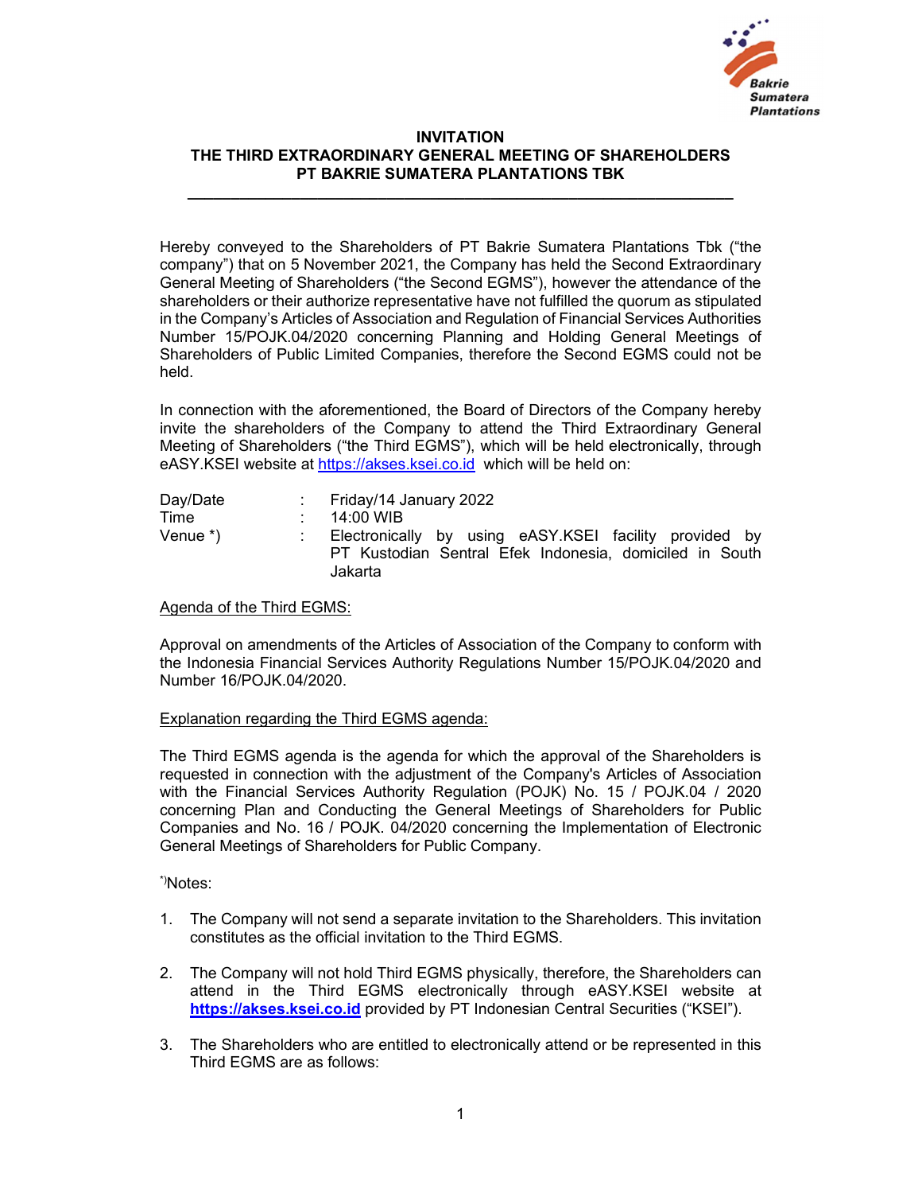# INVITATION
# THE THIRD EXTRAORDINARY GENERAL MEETING OF SHAREHOLDERS
# PT BAKRIE SUMATERA PLANTATIONS TBK

---

Hereby conveyed to the Shareholders of PT Bakrie Sumatera Plantations Tbk ("the company") that on 5 November 2021, the Company has held the Second Extraordinary General Meeting of Shareholders ("the Second EGMS"), however the attendance of the shareholders or their authorize representative have not fulfilled the quorum as stipulated in the Company's Articles of Association and Regulation of Financial Services Authorities Number 15/POJK.04/2020 concerning Planning and Holding General Meetings of Shareholders of Public Limited Companies, therefore the Second EGMS could not be held.

In connection with the aforementioned, the Board of Directors of the Company hereby invite the shareholders of the Company to attend the Third Extraordinary General Meeting of Shareholders ("the Third EGMS"), which will be held electronically, through eASY.KSEI website at https://akses.ksei.co.id which will be held on:

| | | |
|---|---|---|
| Day/Date | : | Friday/14 January 2022 |
| Time | : | 14:00 WIB |
| Venue *) | : | Electronically by using eASY.KSEI facility provided by PT Kustodian Sentral Efek Indonesia, domiciled in South Jakarta |

<u>Agenda of the Third EGMS:</u>

Approval on amendments of the Articles of Association of the Company to conform with the Indonesia Financial Services Authority Regulations Number 15/POJK.04/2020 and Number 16/POJK.04/2020.

<u>Explanation regarding the Third EGMS agenda:</u>

The Third EGMS agenda is the agenda for which the approval of the Shareholders is requested in connection with the adjustment of the Company's Articles of Association with the Financial Services Authority Regulation (POJK) No. 15 / POJK.04 / 2020 concerning Plan and Conducting the General Meetings of Shareholders for Public Companies and No. 16 / POJK. 04/2020 concerning the Implementation of Electronic General Meetings of Shareholders for Public Company.

*)Notes:

1. The Company will not send a separate invitation to the Shareholders. This invitation constitutes as the official invitation to the Third EGMS.
2. The Company will not hold Third EGMS physically, therefore, the Shareholders can attend in the Third EGMS electronically through eASY.KSEI website at **https://akses.ksei.co.id** provided by PT Indonesian Central Securities ("KSEI").
3. The Shareholders who are entitled to electronically attend or be represented in this Third EGMS are as follows: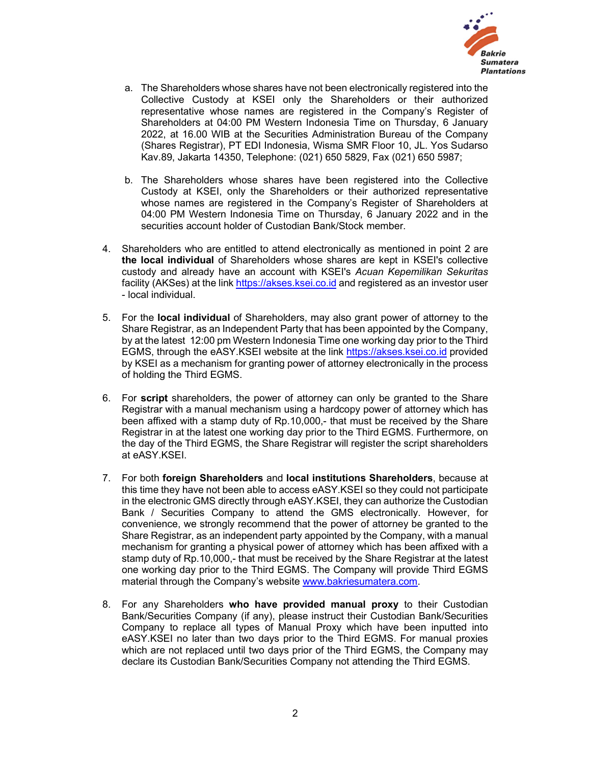a. The Shareholders whose shares have not been electronically registered into the Collective Custody at KSEI only the Shareholders or their authorized representative whose names are registered in the Company's Register of Shareholders at 04:00 PM Western Indonesia Time on Thursday, 6 January 2022, at 16.00 WIB at the Securities Administration Bureau of the Company (Shares Registrar), PT EDI Indonesia, Wisma SMR Floor 10, JL. Yos Sudarso Kav.89, Jakarta 14350, Telephone: (021) 650 5829, Fax (021) 650 5987;

b. The Shareholders whose shares have been registered into the Collective Custody at KSEI, only the Shareholders or their authorized representative whose names are registered in the Company's Register of Shareholders at 04:00 PM Western Indonesia Time on Thursday, 6 January 2022 and in the securities account holder of Custodian Bank/Stock member.

4. Shareholders who are entitled to attend electronically as mentioned in point 2 are **the local individual** of Shareholders whose shares are kept in KSEI's collective custody and already have an account with KSEI's *Acuan Kepemilikan Sekuritas* facility (AKSes) at the link https://akses.ksei.co.id and registered as an investor user - local individual.

5. For the **local individual** of Shareholders, may also grant power of attorney to the Share Registrar, as an Independent Party that has been appointed by the Company, by at the latest 12:00 pm Western Indonesia Time one working day prior to the Third EGMS, through the eASY.KSEI website at the link https://akses.ksei.co.id provided by KSEI as a mechanism for granting power of attorney electronically in the process of holding the Third EGMS.

6. For **script** shareholders, the power of attorney can only be granted to the Share Registrar with a manual mechanism using a hardcopy power of attorney which has been affixed with a stamp duty of Rp.10,000,- that must be received by the Share Registrar in at the latest one working day prior to the Third EGMS. Furthermore, on the day of the Third EGMS, the Share Registrar will register the script shareholders at eASY.KSEI.

7. For both **foreign Shareholders** and **local institutions Shareholders**, because at this time they have not been able to access eASY.KSEI so they could not participate in the electronic GMS directly through eASY.KSEI, they can authorize the Custodian Bank / Securities Company to attend the GMS electronically. However, for convenience, we strongly recommend that the power of attorney be granted to the Share Registrar, as an independent party appointed by the Company, with a manual mechanism for granting a physical power of attorney which has been affixed with a stamp duty of Rp.10,000,- that must be received by the Share Registrar at the latest one working day prior to the Third EGMS. The Company will provide Third EGMS material through the Company's website www.bakriesumatera.com.

8. For any Shareholders **who have provided manual proxy** to their Custodian Bank/Securities Company (if any), please instruct their Custodian Bank/Securities Company to replace all types of Manual Proxy which have been inputted into eASY.KSEI no later than two days prior to the Third EGMS. For manual proxies which are not replaced until two days prior of the Third EGMS, the Company may declare its Custodian Bank/Securities Company not attending the Third EGMS.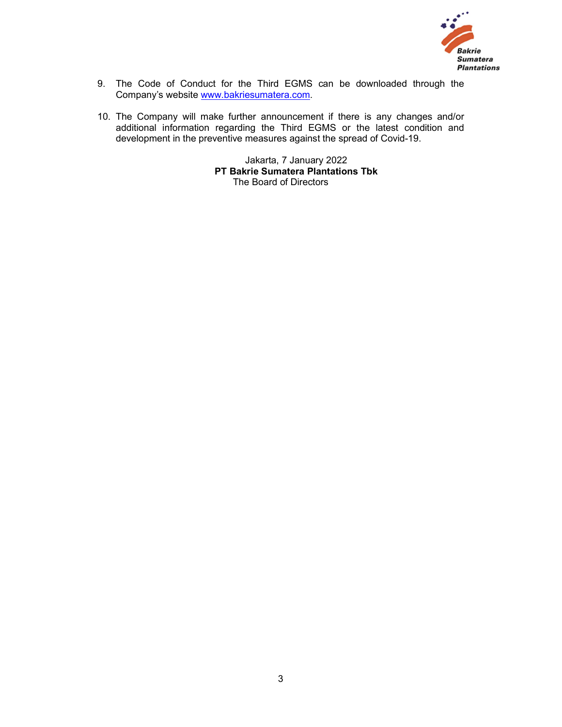9. The Code of Conduct for the Third EGMS can be downloaded through the Company's website [www.bakriesumatera.com](http://www.bakriesumatera.com).

10. The Company will make further announcement if there is any changes and/or additional information regarding the Third EGMS or the latest condition and development in the preventive measures against the spread of Covid-19.

Jakarta, 7 January 2022
**PT Bakrie Sumatera Plantations Tbk**
The Board of Directors